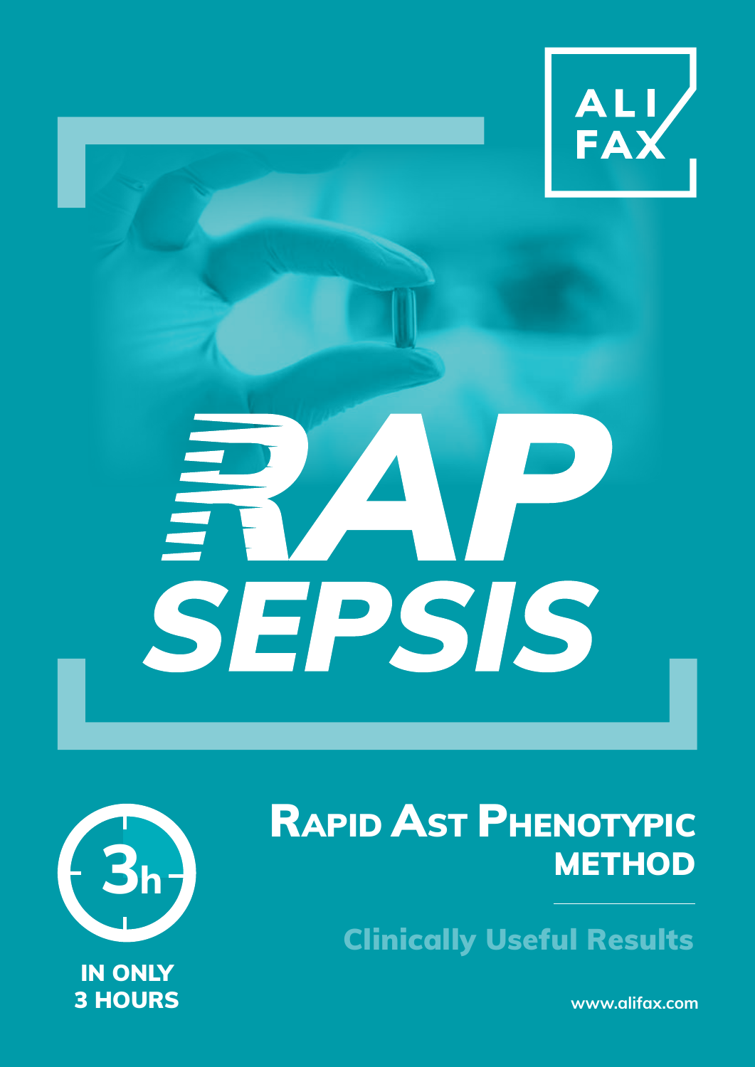ALI FAX

# RAP SEPSIS

3h

IN ONLY 3 HOURS

## RAPID AST PHENOTYPIC METHOD

Clinically Useful Results

www.alifax.com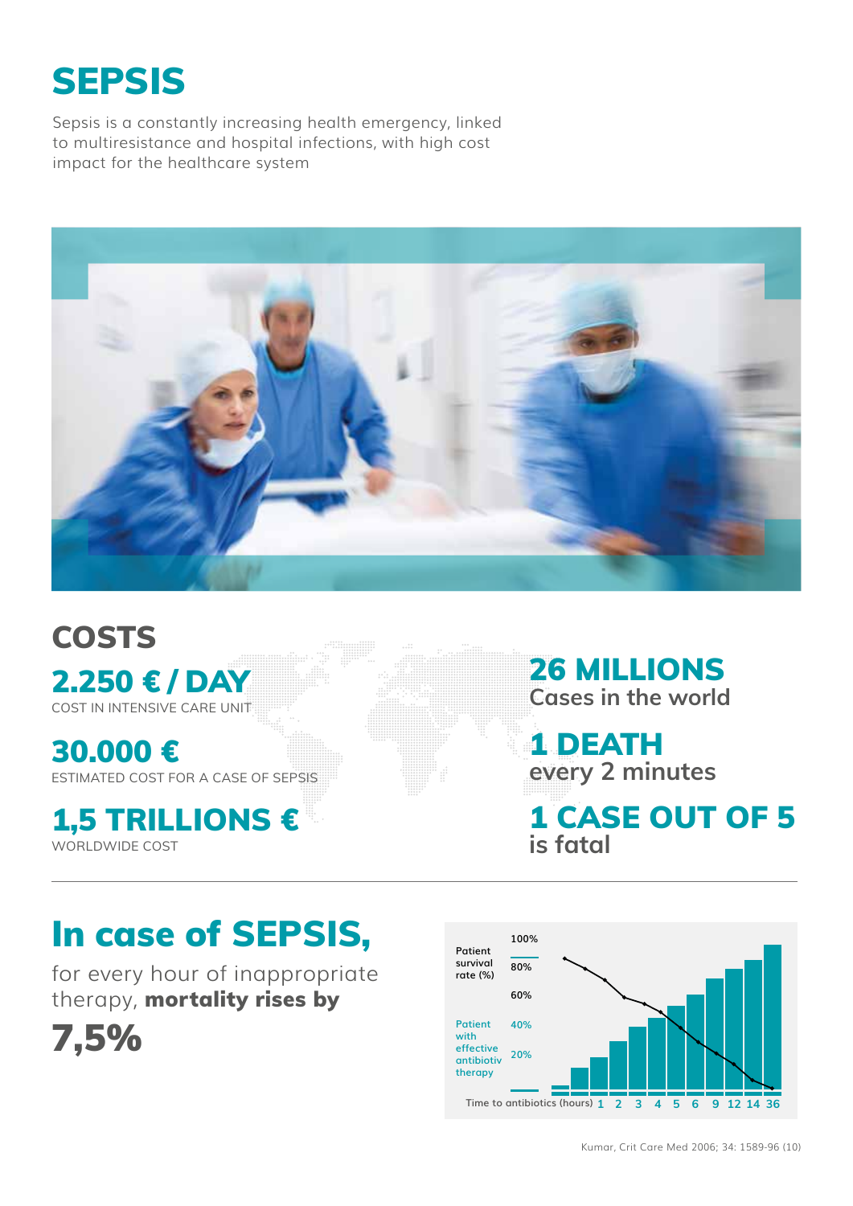# SEPSIS

Sepsis is a constantly increasing health emergency, linked to multiresistance and hospital infections, with high cost impact for the healthcare system

## COSTS

**2.250 € / DAY**
COST IN INTENSIVE CARE UNIT

**30.000 €**
ESTIMATED COST FOR A CASE OF SEPSIS

**1,5 TRILLIONS €**
WORLDWIDE COST

**26 MILLIONS**
Cases in the world

**1 DEATH**
every 2 minutes

**1 CASE OUT OF 5**
is fatal

## In case of SEPSIS,

for every hour of inappropriate therapy, **mortality rises by**

# 7,5%

Patient survival rate (%)

Patient with effective antibiotiv therapy

100%
80%
60%
40%
20%

Time to antibiotics (hours) 1 2 3 4 5 6 9 12 14 36

Kumar, Crit Care Med 2006; 34: 1589-96 (10)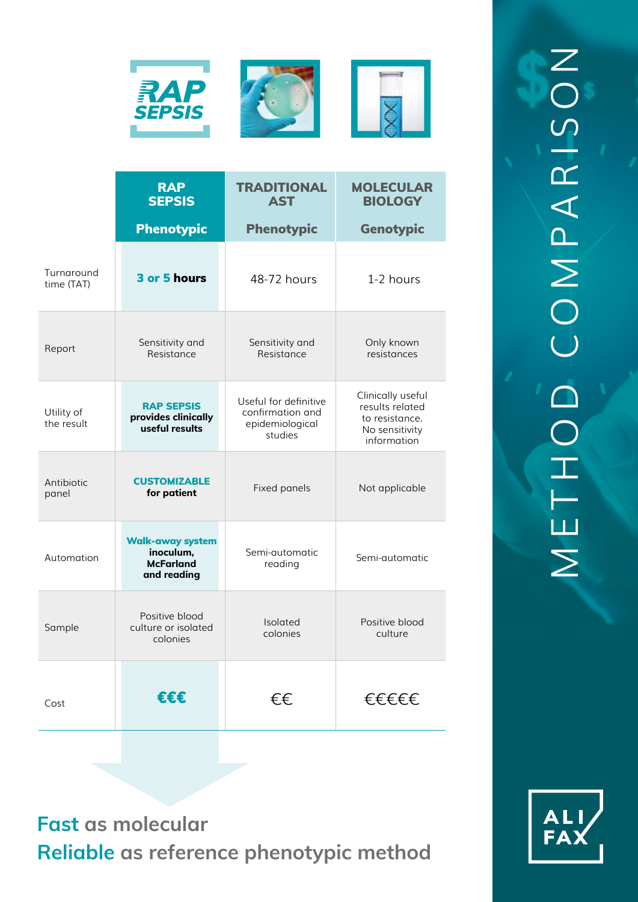# METHOD COMPARISON

| | RAP SEPSIS<br>Phenotypic | TRADITIONAL AST<br>Phenotypic | MOLECULAR BIOLOGY<br>Genotypic |
|---|---|---|---|
| Turnaround time (TAT) | **3 or 5 hours** | 48-72 hours | 1-2 hours |
| Report | Sensitivity and Resistance | Sensitivity and Resistance | Only known resistances |
| Utility of the result | **RAP SEPSIS provides clinically useful results** | Useful for definitive confirmation and epidemiological studies | Clinically useful results related to resistance. No sensitivity information |
| Antibiotic panel | **CUSTOMIZABLE for patient** | Fixed panels | Not applicable |
| Automation | **Walk-away system inoculum, McFarland and reading** | Semi-automatic reading | Semi-automatic |
| Sample | Positive blood culture or isolated colonies | Isolated colonies | Positive blood culture |
| Cost | **€€€** | €€ | €€€€€ |

**Fast** as molecular
**Reliable** as reference phenotypic method

ALIFAX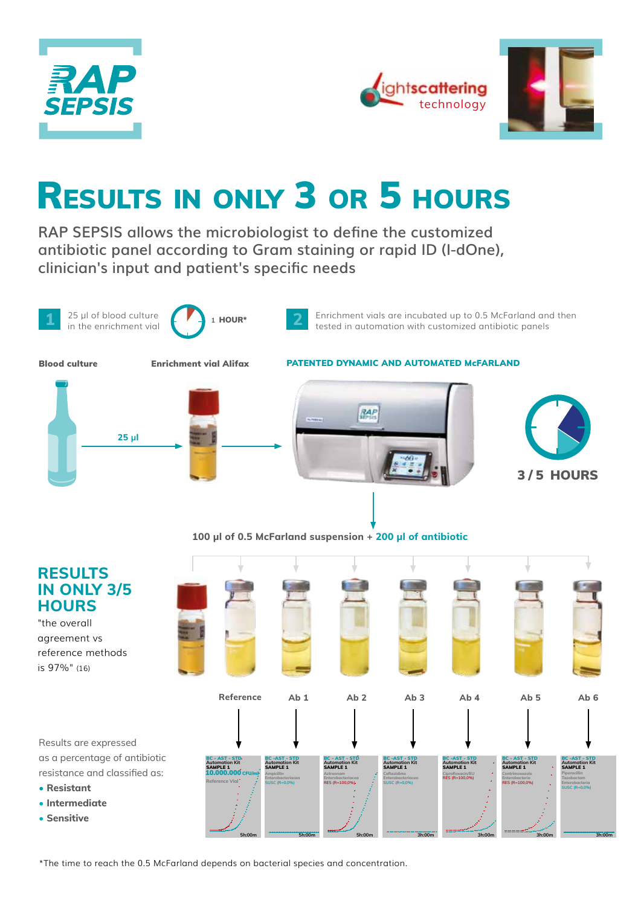RAP SEPSIS

lightscattering technology

# RESULTS IN ONLY 3 OR 5 HOURS

RAP SEPSIS allows the microbiologist to define the customized antibiotic panel according to Gram staining or rapid ID (I-dOne), clinician's input and patient's specific needs

**1** 25 µl of blood culture in the enrichment vial — 1 HOUR*

**2** Enrichment vials are incubated up to 0.5 McFarland and then tested in automation with customized antibiotic panels

**Blood culture** — 25 µl → **Enrichment vial Alifax** → **PATENTED DYNAMIC AND AUTOMATED McFARLAND**

**3 / 5 HOURS**

100 µl of 0.5 McFarland suspension + 200 µl of antibiotic

## RESULTS IN ONLY 3/5 HOURS

"the overall agreement vs reference methods is 97%" (16)

Reference | Ab 1 | Ab 2 | Ab 3 | Ab 4 | Ab 5 | Ab 6

Results are expressed as a percentage of antibiotic resistance and classified as:

- **Resistant**
- **Intermediate**
- **Sensitive**

| Panel | Kit | Sample | Antibiotic | Result | Time |
|---|---|---|---|---|---|
| BC - AST - STD | Automation Kit | SAMPLE 1 | Reference Vial | 10.000.000 CFU/ml | 5h:00m |
| BC - AST - STD | Automation Kit | SAMPLE 1 | Ampicillin Enterobacteriacea | SUSC (R=0,0%) | 5h:00m |
| BC - AST - STD | Automation Kit | SAMPLE 1 | Aztreonam Enterobacteriacea | RES (R=100,0%) | 5h:00m |
| BC - AST - STD | Automation Kit | SAMPLE 1 | Ceftazidime Enterobacteriacea | SUSC (R=0,0%) | 3h:00m |
| BC - AST - STD | Automation Kit | SAMPLE 1 | Ciprofloxacin/EU | RES (R=100,0%) | 3h:00m |
| BC - AST - STD | Automation Kit | SAMPLE 1 | Cotrimoxazole Enterobacteria | RES (R=100,0%) | 3h:00m |
| BC - AST - STD | Automation Kit | SAMPLE 1 | Piperacillin Tazobactam Enterobacteria | SUSC (R=0,0%) | 3h:00m |

*The time to reach the 0.5 McFarland depends on bacterial species and concentration.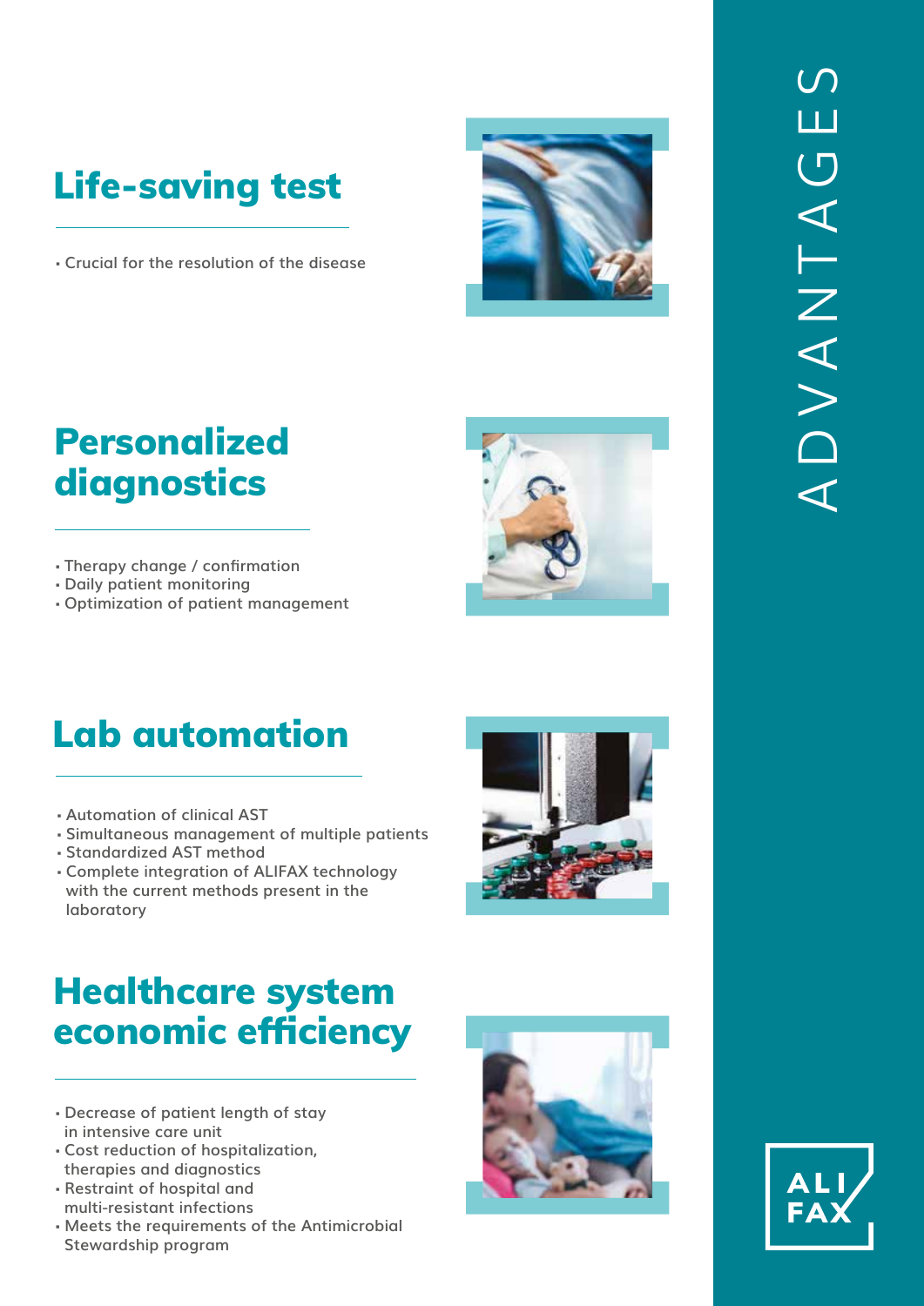# ADVANTAGES

## Life-saving test

- Crucial for the resolution of the disease

## Personalized diagnostics

- Therapy change / confirmation
- Daily patient monitoring
- Optimization of patient management

## Lab automation

- Automation of clinical AST
- Simultaneous management of multiple patients
- Standardized AST method
- Complete integration of ALIFAX technology with the current methods present in the laboratory

## Healthcare system economic efficiency

- Decrease of patient length of stay in intensive care unit
- Cost reduction of hospitalization, therapies and diagnostics
- Restraint of hospital and multi-resistant infections
- Meets the requirements of the Antimicrobial Stewardship program

ALIFAX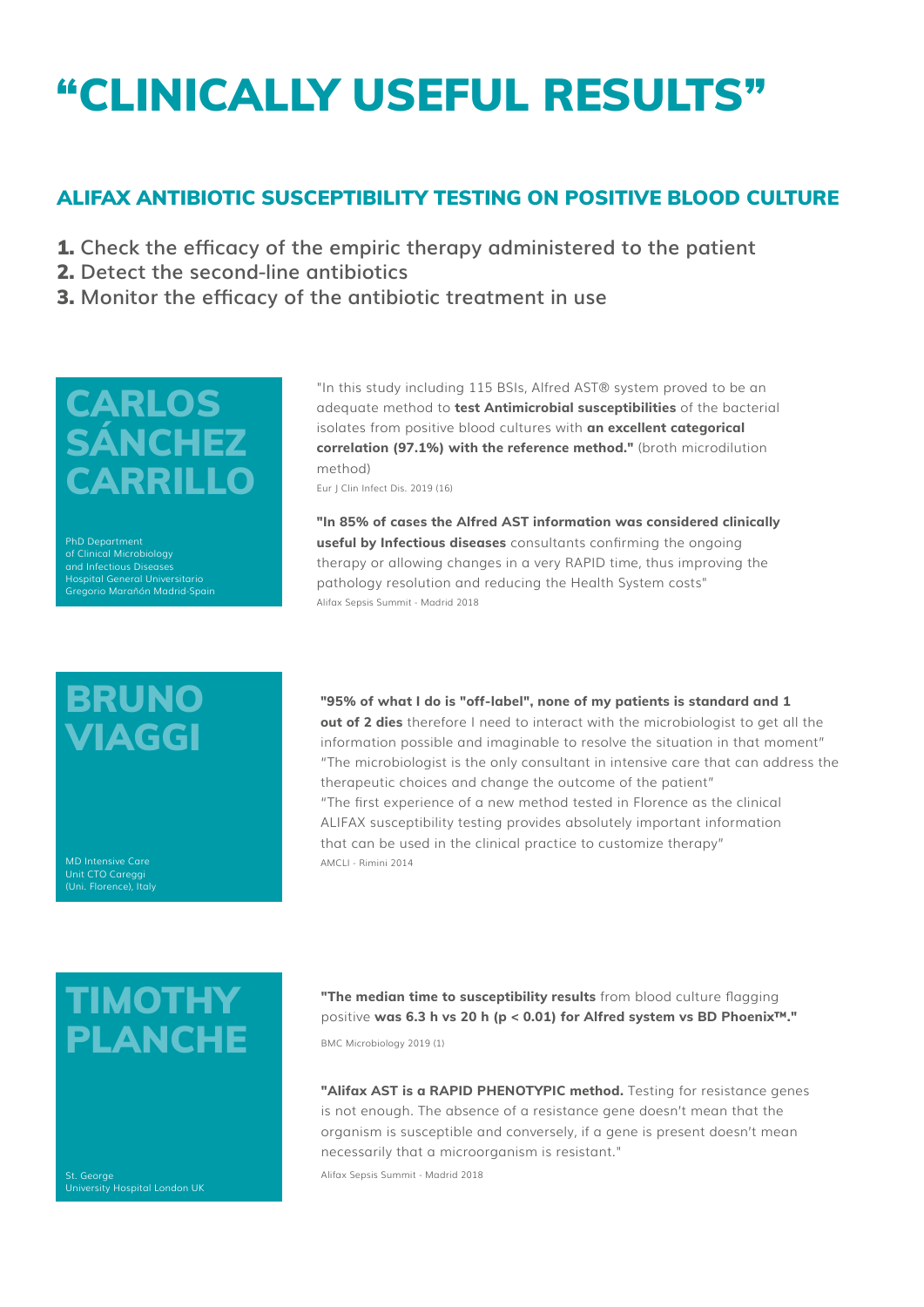# “CLINICALLY USEFUL RESULTS”

## ALIFAX ANTIBIOTIC SUSCEPTIBILITY TESTING ON POSITIVE BLOOD CULTURE

1. Check the efficacy of the empiric therapy administered to the patient
2. Detect the second-line antibiotics
3. Monitor the efficacy of the antibiotic treatment in use

### CARLOS SÁNCHEZ CARRILLO

PhD Department of Clinical Microbiology and Infectious Diseases Hospital General Universitario Gregorio Marañón Madrid-Spain

"In this study including 115 BSIs, Alfred AST® system proved to be an adequate method to **test Antimicrobial susceptibilities** of the bacterial isolates from positive blood cultures with **an excellent categorical correlation (97.1%) with the reference method."** (broth microdilution method)

Eur J Clin Infect Dis. 2019 (16)

**"In 85% of cases the Alfred AST information was considered clinically useful by Infectious diseases** consultants confirming the ongoing therapy or allowing changes in a very RAPID time, thus improving the pathology resolution and reducing the Health System costs"

Alifax Sepsis Summit - Madrid 2018

### BRUNO VIAGGI

MD Intensive Care Unit CTO Careggi (Uni. Florence), Italy

**"95% of what I do is "off-label", none of my patients is standard and 1 out of 2 dies** therefore I need to interact with the microbiologist to get all the information possible and imaginable to resolve the situation in that moment"
"The microbiologist is the only consultant in intensive care that can address the therapeutic choices and change the outcome of the patient"
"The first experience of a new method tested in Florence as the clinical ALIFAX susceptibility testing provides absolutely important information that can be used in the clinical practice to customize therapy"

AMCLI - Rimini 2014

### TIMOTHY PLANCHE

St. George University Hospital London UK

**"The median time to susceptibility results** from blood culture flagging positive **was 6.3 h vs 20 h ($p < 0.01$) for Alfred system vs BD Phoenix™."**

BMC Microbiology 2019 (1)

**"Alifax AST is a RAPID PHENOTYPIC method.** Testing for resistance genes is not enough. The absence of a resistance gene doesn't mean that the organism is susceptible and conversely, if a gene is present doesn't mean necessarily that a microorganism is resistant."

Alifax Sepsis Summit - Madrid 2018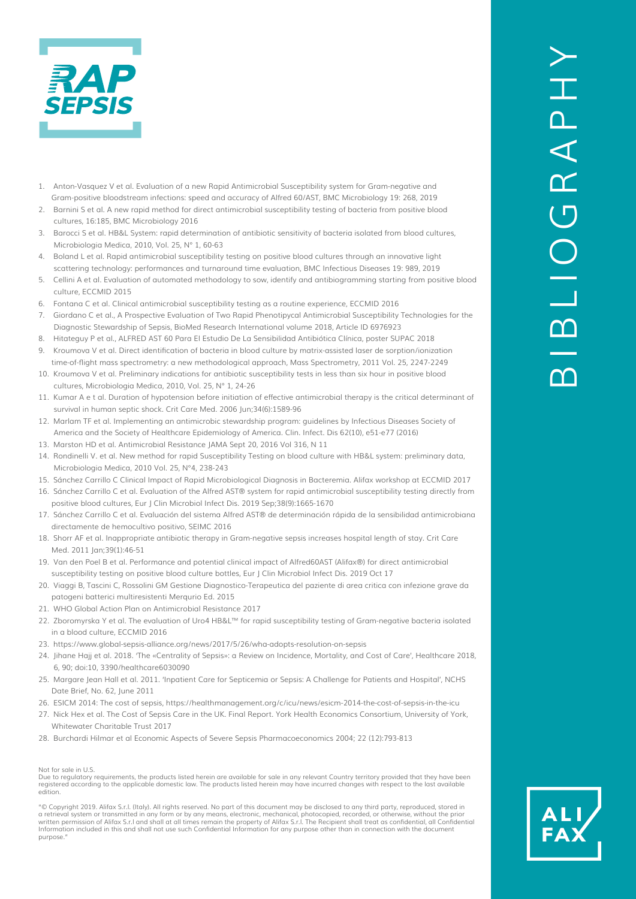# BIBLIOGRAPHY

1. Anton-Vasquez V et al. Evaluation of a new Rapid Antimicrobial Susceptibility system for Gram-negative and Gram-positive bloodstream infections: speed and accuracy of Alfred 60/AST, BMC Microbiology 19: 268, 2019
2. Barnini S et al. A new rapid method for direct antimicrobial susceptibility testing of bacteria from positive blood cultures, 16:185, BMC Microbiology 2016
3. Barocci S et al. HB&L System: rapid determination of antibiotic sensitivity of bacteria isolated from blood cultures, Microbiologia Medica, 2010, Vol. 25, N° 1, 60-63
4. Boland L et al. Rapid antimicrobial susceptibility testing on positive blood cultures through an innovative light scattering technology: performances and turnaround time evaluation, BMC Infectious Diseases 19: 989, 2019
5. Cellini A et al. Evaluation of automated methodology to sow, identify and antibiogramming starting from positive blood culture, ECCMID 2015
6. Fontana C et al. Clinical antimicrobial susceptibility testing as a routine experience, ECCMID 2016
7. Giordano C et al., A Prospective Evaluation of Two Rapid Phenotipycal Antimicrobial Susceptibility Technologies for the Diagnostic Stewardship of Sepsis, BioMed Research International volume 2018, Article ID 6976923
8. Hitateguy P et al., ALFRED AST 60 Para El Estudio De La Sensibilidad Antibiótica Clínica, poster SUPAC 2018
9. Kroumova V et al. Direct identification of bacteria in blood culture by matrix-assisted laser de sorption/ionization time-of-flight mass spectrometry: a new methodological approach, Mass Spectrometry, 2011 Vol. 25, 2247-2249
10. Kroumova V et al. Preliminary indications for antibiotic susceptibility tests in less than six hour in positive blood cultures, Microbiologia Medica, 2010, Vol. 25, N° 1, 24-26
11. Kumar A e t al. Duration of hypotension before initiation of effective antimicrobial therapy is the critical determinant of survival in human septic shock. Crit Care Med. 2006 Jun;34(6):1589-96
12. Marlam TF et al. Implementing an antimicrobic stewardship program: guidelines by Infectious Diseases Society of America and the Society of Healthcare Epidemiology of America. Clin. Infect. Dis 62(10), e51-e77 (2016)
13. Marston HD et al. Antimicrobial Resistance JAMA Sept 20, 2016 Vol 316, N 11
14. Rondinelli V. et al. New method for rapid Susceptibility Testing on blood culture with HB&L system: preliminary data, Microbiologia Medica, 2010 Vol. 25, N°4, 238-243
15. Sánchez Carrillo C Clinical Impact of Rapid Microbiological Diagnosis in Bacteremia. Alifax workshop at ECCMID 2017
16. Sánchez Carrillo C et al. Evaluation of the Alfred AST® system for rapid antimicrobial susceptibility testing directly from positive blood cultures, Eur J Clin Microbiol Infect Dis. 2019 Sep;38(9):1665-1670
17. Sánchez Carrillo C et al. Evaluación del sistema Alfred AST® de determinación rápida de la sensibilidad antimicrobiana directamente de hemocultivo positivo, SEIMC 2016
18. Shorr AF et al. Inappropriate antibiotic therapy in Gram-negative sepsis increases hospital length of stay. Crit Care Med. 2011 Jan;39(1):46-51
19. Van den Poel B et al. Performance and potential clinical impact of Alfred60AST (Alifax®) for direct antimicrobial susceptibility testing on positive blood culture bottles, Eur J Clin Microbiol Infect Dis. 2019 Oct 17
20. Viaggi B, Tascini C, Rossolini GM Gestione Diagnostico-Terapeutica del paziente di area critica con infezione grave da patogeni batterici multiresistenti Merqurio Ed. 2015
21. WHO Global Action Plan on Antimicrobial Resistance 2017
22. Zboromyrska Y et al. The evaluation of Uro4 HB&L™ for rapid susceptibility testing of Gram-negative bacteria isolated in a blood culture, ECCMID 2016
23. https://www.global-sepsis-alliance.org/news/2017/5/26/wha-adopts-resolution-on-sepsis
24. Jihane Hajj et al. 2018. 'The «Centrality of Sepsis»: a Review on Incidence, Mortality, and Cost of Care', Healthcare 2018, 6, 90; doi:10, 3390/healthcare6030090
25. Margare Jean Hall et al. 2011. 'Inpatient Care for Septicemia or Sepsis: A Challenge for Patients and Hospital', NCHS Date Brief, No. 62, June 2011
26. ESICM 2014: The cost of sepsis, https://healthmanagement.org/c/icu/news/esicm-2014-the-cost-of-sepsis-in-the-icu
27. Nick Hex et al. The Cost of Sepsis Care in the UK. Final Report. York Health Economics Consortium, University of York, Whitewater Charitable Trust 2017
28. Burchardi Hilmar et al Economic Aspects of Severe Sepsis Pharmacoeconomics 2004; 22 (12):793-813

Not for sale in U.S.
Due to regulatory requirements, the products listed herein are available for sale in any relevant Country territory provided that they have been registered according to the applicable domestic law. The products listed herein may have incurred changes with respect to the last available edition.

"© Copyright 2019. Alifax S.r.l. (Italy). All rights reserved. No part of this document may be disclosed to any third party, reproduced, stored in a retrieval system or transmitted in any form or by any means, electronic, mechanical, photocopied, recorded, or otherwise, without the prior written permission of Alifax S.r.l and shall at all times remain the property of Alifax S.r.l. The Recipient shall treat as confidential, all Confidential Information included in this and shall not use such Confidential Information for any purpose other than in connection with the document purpose."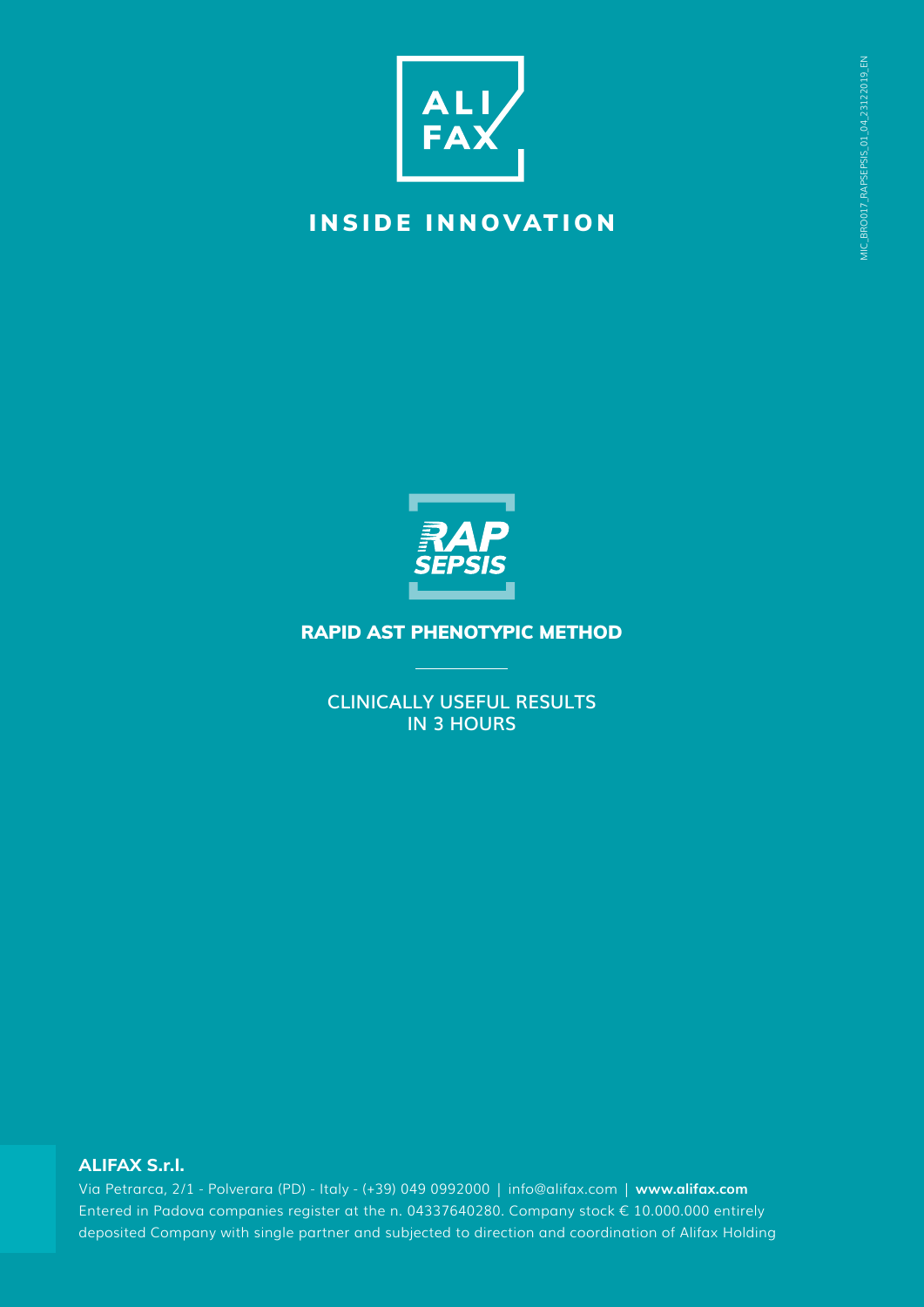ALI FAX

INSIDE INNOVATION

MIC_BRO017_RAPSEPSIS_01_04_23122019_EN

RAP SEPSIS

## RAPID AST PHENOTYPIC METHOD

CLINICALLY USEFUL RESULTS
IN 3 HOURS

**ALIFAX S.r.l.**

Via Petrarca, 2/1 - Polverara (PD) - Italy - (+39) 049 0992000 | info@alifax.com | **www.alifax.com**
Entered in Padova companies register at the n. 04337640280. Company stock € 10.000.000 entirely deposited Company with single partner and subjected to direction and coordination of Alifax Holding